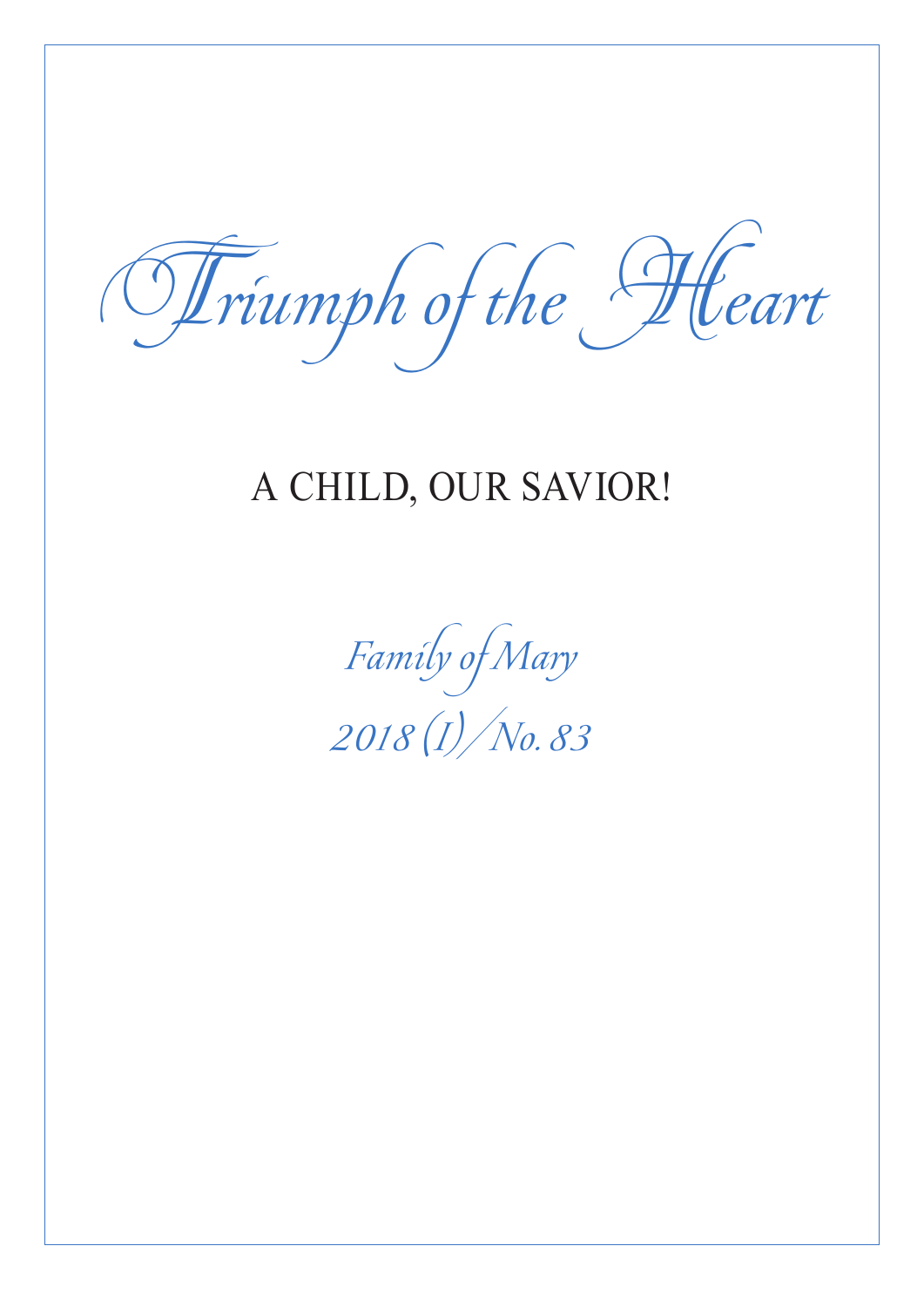# Triumph of the Heart

## A CHILD, OUR SAVIOR!

*Family of Mary*

*2018 (I) / No. 83*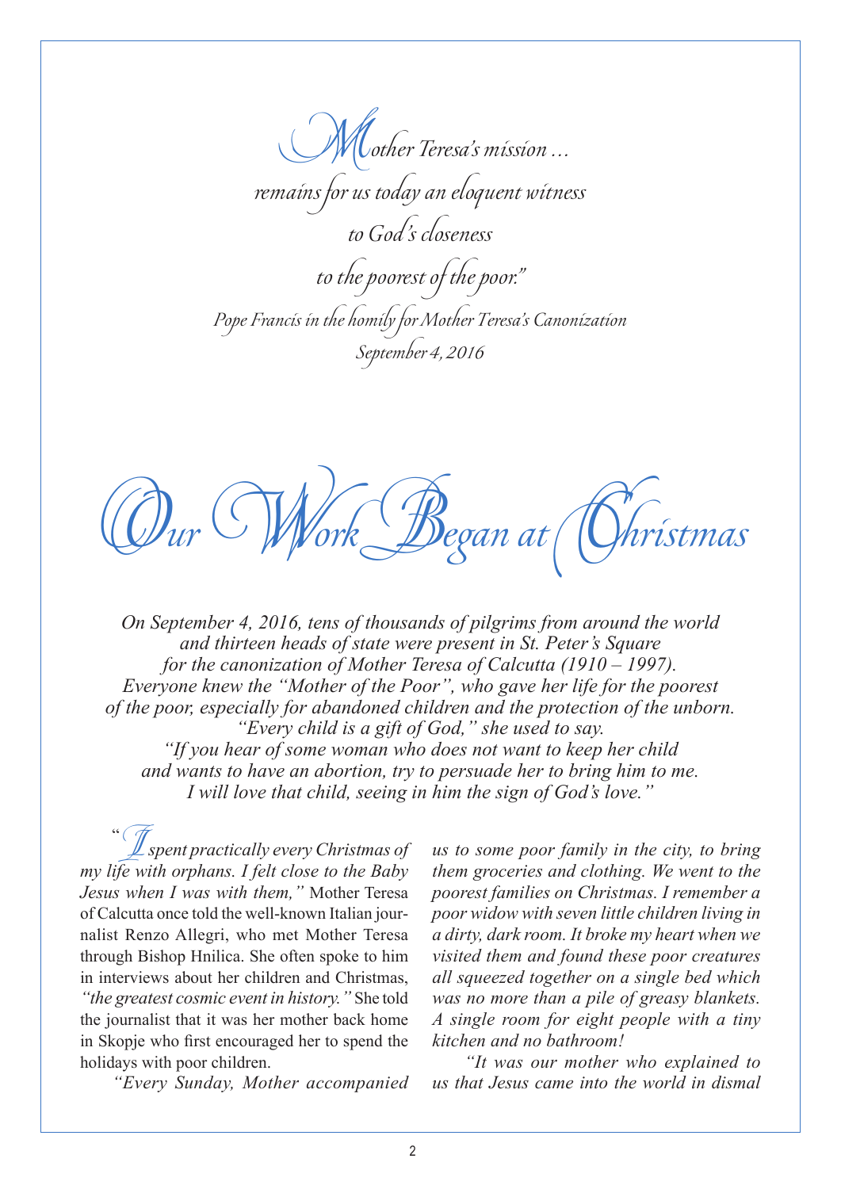*"Mother Teresa's mission …*
*remains for us today an eloquent witness*
*to God's closeness*
*to the poorest of the poor."*

*Pope Francis in the homily for Mother Teresa's Canonization*
*September 4, 2016*

# Our Work Began at Christmas

*On September 4, 2016, tens of thousands of pilgrims from around the world and thirteen heads of state were present in St. Peter's Square for the canonization of Mother Teresa of Calcutta (1910 – 1997). Everyone knew the "Mother of the Poor", who gave her life for the poorest of the poor, especially for abandoned children and the protection of the unborn. "Every child is a gift of God," she used to say. "If you hear of some woman who does not want to keep her child and wants to have an abortion, try to persuade her to bring him to me. I will love that child, seeing in him the sign of God's love."*

*"I spent practically every Christmas of my life with orphans. I felt close to the Baby Jesus when I was with them,"* Mother Teresa of Calcutta once told the well-known Italian journalist Renzo Allegri, who met Mother Teresa through Bishop Hnilica. She often spoke to him in interviews about her children and Christmas, *"the greatest cosmic event in history."* She told the journalist that it was her mother back home in Skopje who first encouraged her to spend the holidays with poor children.

*"Every Sunday, Mother accompanied us to some poor family in the city, to bring them groceries and clothing. We went to the poorest families on Christmas. I remember a poor widow with seven little children living in a dirty, dark room. It broke my heart when we visited them and found these poor creatures all squeezed together on a single bed which was no more than a pile of greasy blankets. A single room for eight people with a tiny kitchen and no bathroom!*

*"It was our mother who explained to us that Jesus came into the world in dismal*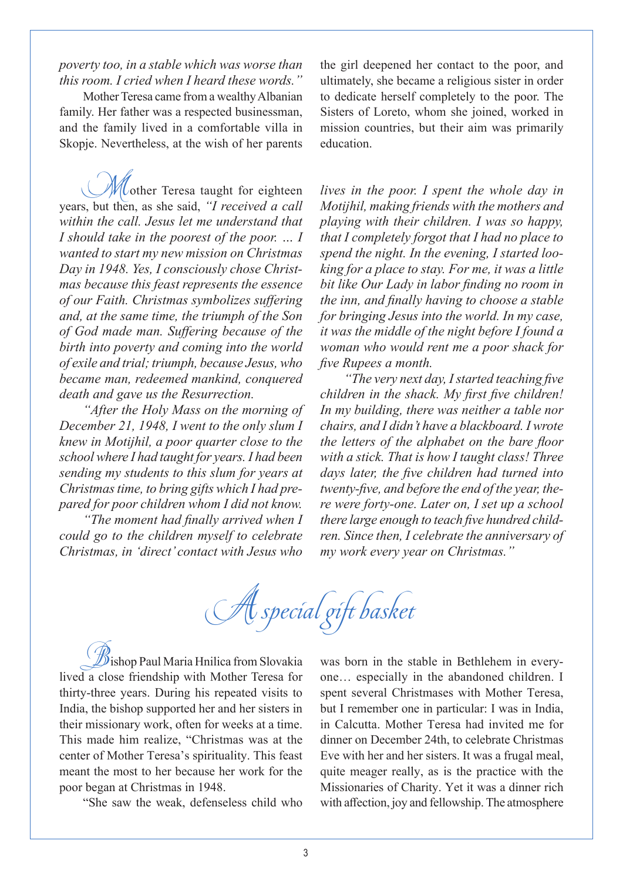*poverty too, in a stable which was worse than this room. I cried when I heard these words."*

Mother Teresa came from a wealthy Albanian family. Her father was a respected businessman, and the family lived in a comfortable villa in Skopje. Nevertheless, at the wish of her parents the girl deepened her contact to the poor, and ultimately, she became a religious sister in order to dedicate herself completely to the poor. The Sisters of Loreto, whom she joined, worked in mission countries, but their aim was primarily education.

Mother Teresa taught for eighteen years, but then, as she said, *"I received a call within the call. Jesus let me understand that I should take in the poorest of the poor. … I wanted to start my new mission on Christmas Day in 1948. Yes, I consciously chose Christmas because this feast represents the essence of our Faith. Christmas symbolizes suffering and, at the same time, the triumph of the Son of God made man. Suffering because of the birth into poverty and coming into the world of exile and trial; triumph, because Jesus, who became man, redeemed mankind, conquered death and gave us the Resurrection.*

*"After the Holy Mass on the morning of December 21, 1948, I went to the only slum I knew in Motijhil, a poor quarter close to the school where I had taught for years. I had been sending my students to this slum for years at Christmas time, to bring gifts which I had prepared for poor children whom I did not know.*

*"The moment had finally arrived when I could go to the children myself to celebrate Christmas, in 'direct' contact with Jesus who lives in the poor. I spent the whole day in Motijhil, making friends with the mothers and playing with their children. I was so happy, that I completely forgot that I had no place to spend the night. In the evening, I started looking for a place to stay. For me, it was a little bit like Our Lady in labor finding no room in the inn, and finally having to choose a stable for bringing Jesus into the world. In my case, it was the middle of the night before I found a woman who would rent me a poor shack for five Rupees a month.*

*"The very next day, I started teaching five children in the shack. My first five children! In my building, there was neither a table nor chairs, and I didn't have a blackboard. I wrote the letters of the alphabet on the bare floor with a stick. That is how I taught class! Three days later, the five children had turned into twenty-five, and before the end of the year, there were forty-one. Later on, I set up a school there large enough to teach five hundred children. Since then, I celebrate the anniversary of my work every year on Christmas."*

## A special gift basket

Bishop Paul Maria Hnilica from Slovakia lived a close friendship with Mother Teresa for thirty-three years. During his repeated visits to India, the bishop supported her and her sisters in their missionary work, often for weeks at a time. This made him realize, "Christmas was at the center of Mother Teresa's spirituality. This feast meant the most to her because her work for the poor began at Christmas in 1948.

"She saw the weak, defenseless child who was born in the stable in Bethlehem in everyone… especially in the abandoned children. I spent several Christmases with Mother Teresa, but I remember one in particular: I was in India, in Calcutta. Mother Teresa had invited me for dinner on December 24th, to celebrate Christmas Eve with her and her sisters. It was a frugal meal, quite meager really, as is the practice with the Missionaries of Charity. Yet it was a dinner rich with affection, joy and fellowship. The atmosphere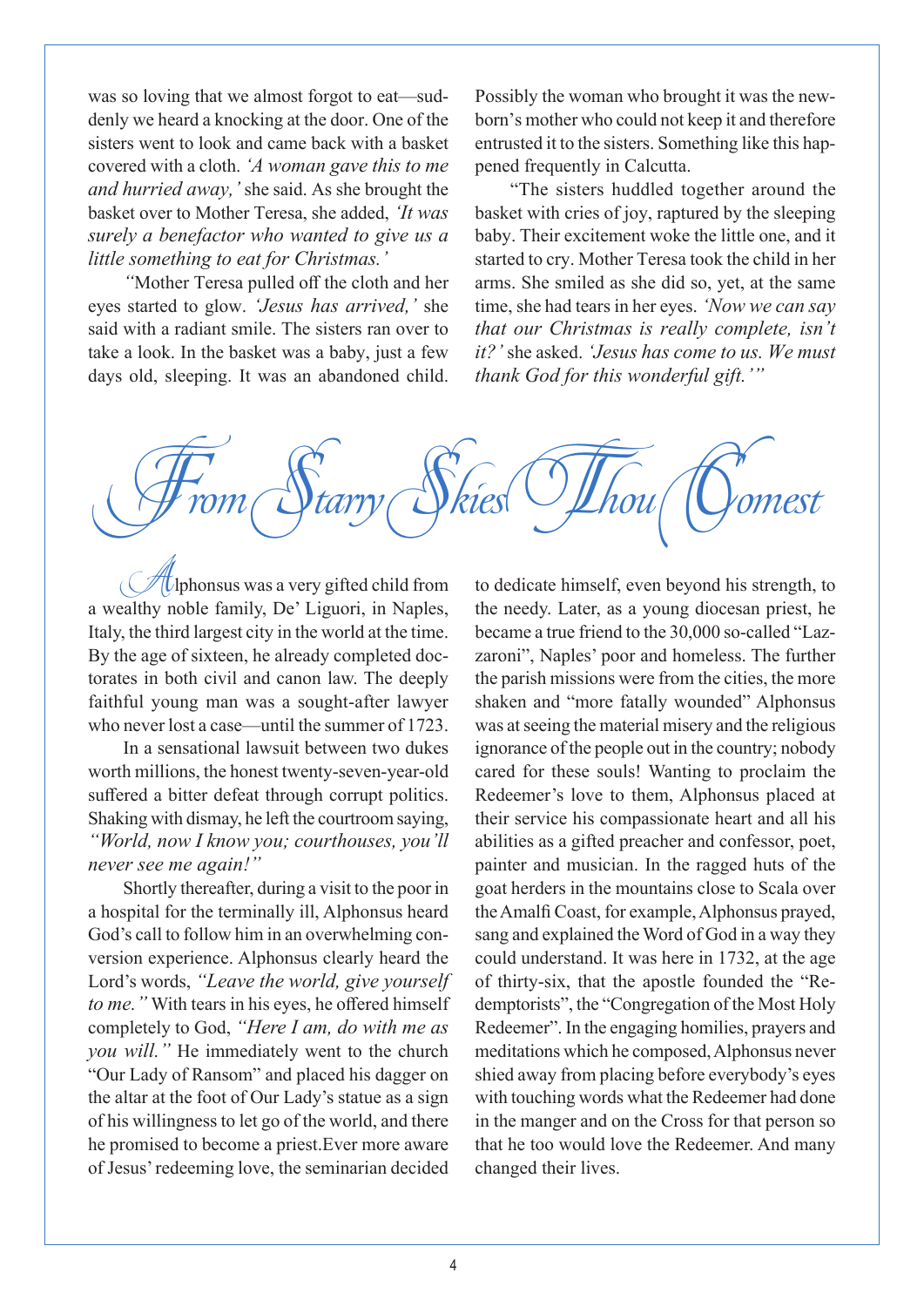was so loving that we almost forgot to eat—suddenly we heard a knocking at the door. One of the sisters went to look and came back with a basket covered with a cloth. *'A woman gave this to me and hurried away,'* she said. As she brought the basket over to Mother Teresa, she added, *'It was surely a benefactor who wanted to give us a little something to eat for Christmas.'*

"Mother Teresa pulled off the cloth and her eyes started to glow. *'Jesus has arrived,'* she said with a radiant smile. The sisters ran over to take a look. In the basket was a baby, just a few days old, sleeping. It was an abandoned child. Possibly the woman who brought it was the newborn's mother who could not keep it and therefore entrusted it to the sisters. Something like this happened frequently in Calcutta.

"The sisters huddled together around the basket with cries of joy, raptured by the sleeping baby. Their excitement woke the little one, and it started to cry. Mother Teresa took the child in her arms. She smiled as she did so, yet, at the same time, she had tears in her eyes. *'Now we can say that our Christmas is really complete, isn't it?'* she asked. *'Jesus has come to us. We must thank God for this wonderful gift.'"*

# From Starry Skies Thou Comest

Alphonsus was a very gifted child from a wealthy noble family, De' Liguori, in Naples, Italy, the third largest city in the world at the time. By the age of sixteen, he already completed doctorates in both civil and canon law. The deeply faithful young man was a sought-after lawyer who never lost a case—until the summer of 1723.

In a sensational lawsuit between two dukes worth millions, the honest twenty-seven-year-old suffered a bitter defeat through corrupt politics. Shaking with dismay, he left the courtroom saying, *"World, now I know you; courthouses, you'll never see me again!"*

Shortly thereafter, during a visit to the poor in a hospital for the terminally ill, Alphonsus heard God's call to follow him in an overwhelming conversion experience. Alphonsus clearly heard the Lord's words, *"Leave the world, give yourself to me."* With tears in his eyes, he offered himself completely to God, *"Here I am, do with me as you will."* He immediately went to the church "Our Lady of Ransom" and placed his dagger on the altar at the foot of Our Lady's statue as a sign of his willingness to let go of the world, and there he promised to become a priest.Ever more aware of Jesus' redeeming love, the seminarian decided to dedicate himself, even beyond his strength, to the needy. Later, as a young diocesan priest, he became a true friend to the 30,000 so-called "Lazzaroni", Naples' poor and homeless. The further the parish missions were from the cities, the more shaken and "more fatally wounded" Alphonsus was at seeing the material misery and the religious ignorance of the people out in the country; nobody cared for these souls! Wanting to proclaim the Redeemer's love to them, Alphonsus placed at their service his compassionate heart and all his abilities as a gifted preacher and confessor, poet, painter and musician. In the ragged huts of the goat herders in the mountains close to Scala over the Amalfi Coast, for example, Alphonsus prayed, sang and explained the Word of God in a way they could understand. It was here in 1732, at the age of thirty-six, that the apostle founded the "Redemptorists", the "Congregation of the Most Holy Redeemer". In the engaging homilies, prayers and meditations which he composed, Alphonsus never shied away from placing before everybody's eyes with touching words what the Redeemer had done in the manger and on the Cross for that person so that he too would love the Redeemer. And many changed their lives.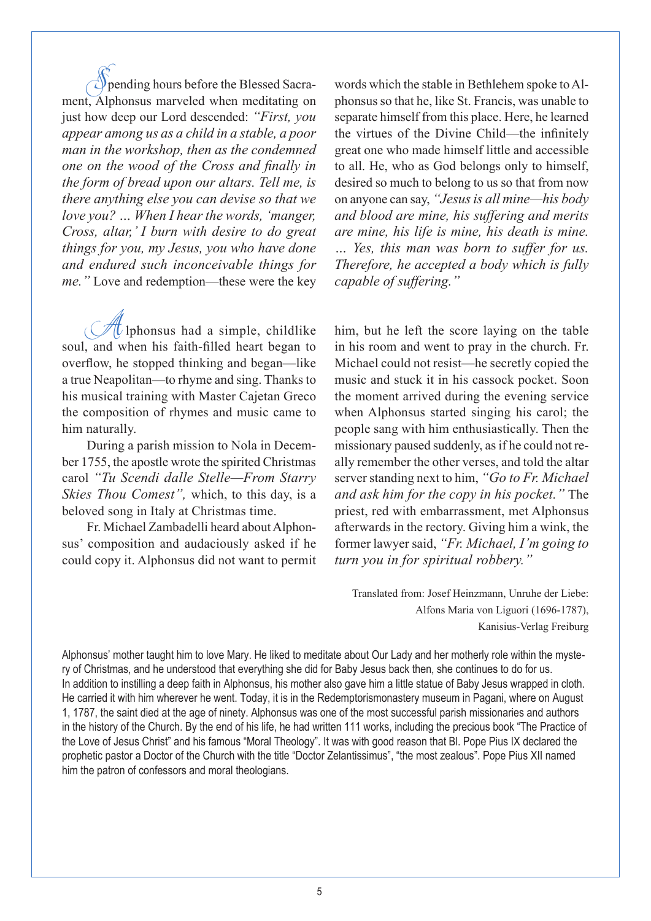Spending hours before the Blessed Sacrament, Alphonsus marveled when meditating on just how deep our Lord descended: *"First, you appear among us as a child in a stable, a poor man in the workshop, then as the condemned one on the wood of the Cross and finally in the form of bread upon our altars. Tell me, is there anything else you can devise so that we love you? … When I hear the words, 'manger, Cross, altar,' I burn with desire to do great things for you, my Jesus, you who have done and endured such inconceivable things for me."* Love and redemption—these were the key words which the stable in Bethlehem spoke to Alphonsus so that he, like St. Francis, was unable to separate himself from this place. Here, he learned the virtues of the Divine Child—the infinitely great one who made himself little and accessible to all. He, who as God belongs only to himself, desired so much to belong to us so that from now on anyone can say, *"Jesus is all mine—his body and blood are mine, his suffering and merits are mine, his life is mine, his death is mine. … Yes, this man was born to suffer for us. Therefore, he accepted a body which is fully capable of suffering."*

Alphonsus had a simple, childlike soul, and when his faith-filled heart began to overflow, he stopped thinking and began—like a true Neapolitan—to rhyme and sing. Thanks to his musical training with Master Cajetan Greco the composition of rhymes and music came to him naturally.

During a parish mission to Nola in December 1755, the apostle wrote the spirited Christmas carol *"Tu Scendi dalle Stelle—From Starry Skies Thou Comest",* which, to this day, is a beloved song in Italy at Christmas time.

Fr. Michael Zambadelli heard about Alphonsus' composition and audaciously asked if he could copy it. Alphonsus did not want to permit him, but he left the score laying on the table in his room and went to pray in the church. Fr. Michael could not resist—he secretly copied the music and stuck it in his cassock pocket. Soon the moment arrived during the evening service when Alphonsus started singing his carol; the people sang with him enthusiastically. Then the missionary paused suddenly, as if he could not really remember the other verses, and told the altar server standing next to him, *"Go to Fr. Michael and ask him for the copy in his pocket."* The priest, red with embarrassment, met Alphonsus afterwards in the rectory. Giving him a wink, the former lawyer said, *"Fr. Michael, I'm going to turn you in for spiritual robbery."*

Translated from: Josef Heinzmann, Unruhe der Liebe:
Alfons Maria von Liguori (1696-1787),
Kanisius-Verlag Freiburg

Alphonsus' mother taught him to love Mary. He liked to meditate about Our Lady and her motherly role within the mystery of Christmas, and he understood that everything she did for Baby Jesus back then, she continues to do for us. In addition to instilling a deep faith in Alphonsus, his mother also gave him a little statue of Baby Jesus wrapped in cloth. He carried it with him wherever he went. Today, it is in the Redemptorismonastery museum in Pagani, where on August 1, 1787, the saint died at the age of ninety. Alphonsus was one of the most successful parish missionaries and authors in the history of the Church. By the end of his life, he had written 111 works, including the precious book "The Practice of the Love of Jesus Christ" and his famous "Moral Theology". It was with good reason that Bl. Pope Pius IX declared the prophetic pastor a Doctor of the Church with the title "Doctor Zelantissimus", "the most zealous". Pope Pius XII named him the patron of confessors and moral theologians.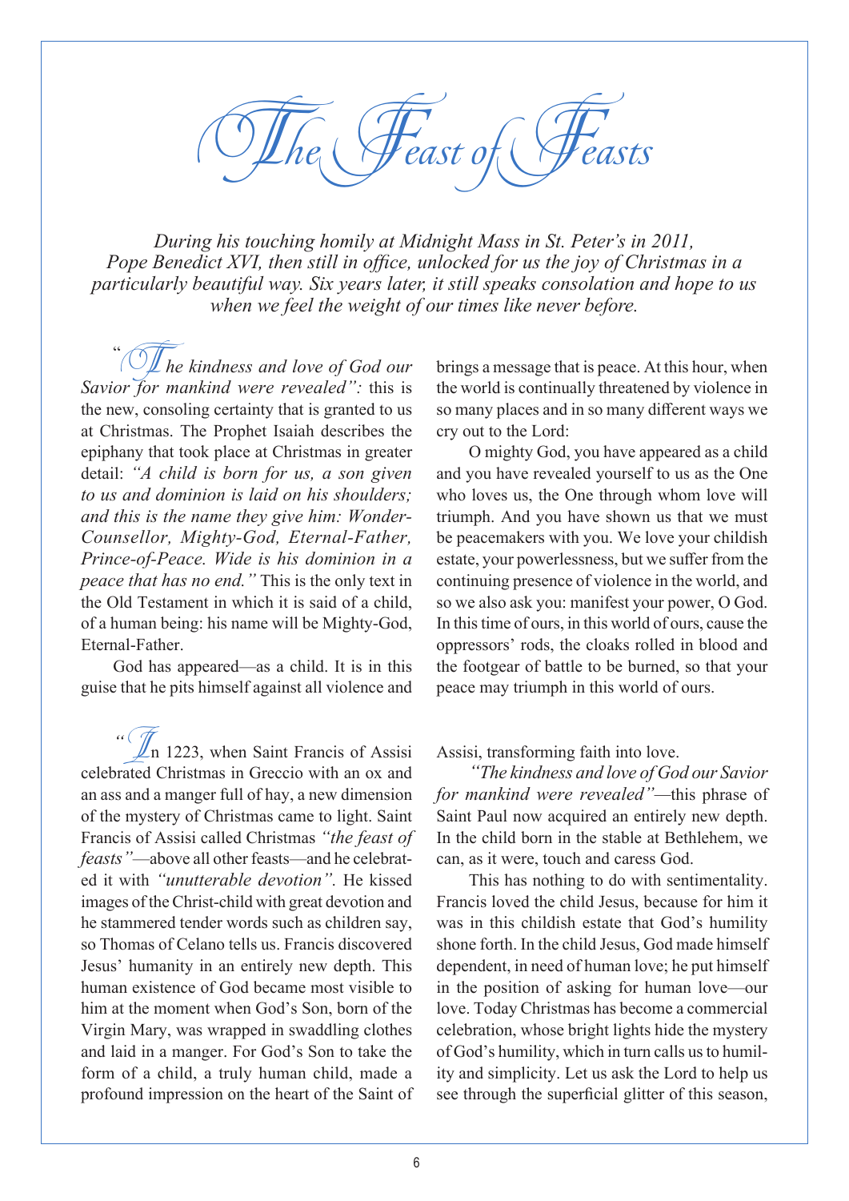# The Feast of Feasts

*During his touching homily at Midnight Mass in St. Peter's in 2011, Pope Benedict XVI, then still in office, unlocked for us the joy of Christmas in a particularly beautiful way. Six years later, it still speaks consolation and hope to us when we feel the weight of our times like never before.*

"*The kindness and love of God our Savior for mankind were revealed":* this is the new, consoling certainty that is granted to us at Christmas. The Prophet Isaiah describes the epiphany that took place at Christmas in greater detail: *"A child is born for us, a son given to us and dominion is laid on his shoulders; and this is the name they give him: Wonder-Counsellor, Mighty-God, Eternal-Father, Prince-of-Peace. Wide is his dominion in a peace that has no end."* This is the only text in the Old Testament in which it is said of a child, of a human being: his name will be Mighty-God, Eternal-Father.

God has appeared—as a child. It is in this guise that he pits himself against all violence and brings a message that is peace. At this hour, when the world is continually threatened by violence in so many places and in so many different ways we cry out to the Lord:

O mighty God, you have appeared as a child and you have revealed yourself to us as the One who loves us, the One through whom love will triumph. And you have shown us that we must be peacemakers with you. We love your childish estate, your powerlessness, but we suffer from the continuing presence of violence in the world, and so we also ask you: manifest your power, O God. In this time of ours, in this world of ours, cause the oppressors' rods, the cloaks rolled in blood and the footgear of battle to be burned, so that your peace may triumph in this world of ours.

"In 1223, when Saint Francis of Assisi celebrated Christmas in Greccio with an ox and an ass and a manger full of hay, a new dimension of the mystery of Christmas came to light. Saint Francis of Assisi called Christmas *"the feast of feasts"*—above all other feasts—and he celebrated it with *"unutterable devotion"*. He kissed images of the Christ-child with great devotion and he stammered tender words such as children say, so Thomas of Celano tells us. Francis discovered Jesus' humanity in an entirely new depth. This human existence of God became most visible to him at the moment when God's Son, born of the Virgin Mary, was wrapped in swaddling clothes and laid in a manger. For God's Son to take the form of a child, a truly human child, made a profound impression on the heart of the Saint of Assisi, transforming faith into love.

*"The kindness and love of God our Savior for mankind were revealed"*—this phrase of Saint Paul now acquired an entirely new depth. In the child born in the stable at Bethlehem, we can, as it were, touch and caress God.

This has nothing to do with sentimentality. Francis loved the child Jesus, because for him it was in this childish estate that God's humility shone forth. In the child Jesus, God made himself dependent, in need of human love; he put himself in the position of asking for human love—our love. Today Christmas has become a commercial celebration, whose bright lights hide the mystery of God's humility, which in turn calls us to humility and simplicity. Let us ask the Lord to help us see through the superficial glitter of this season,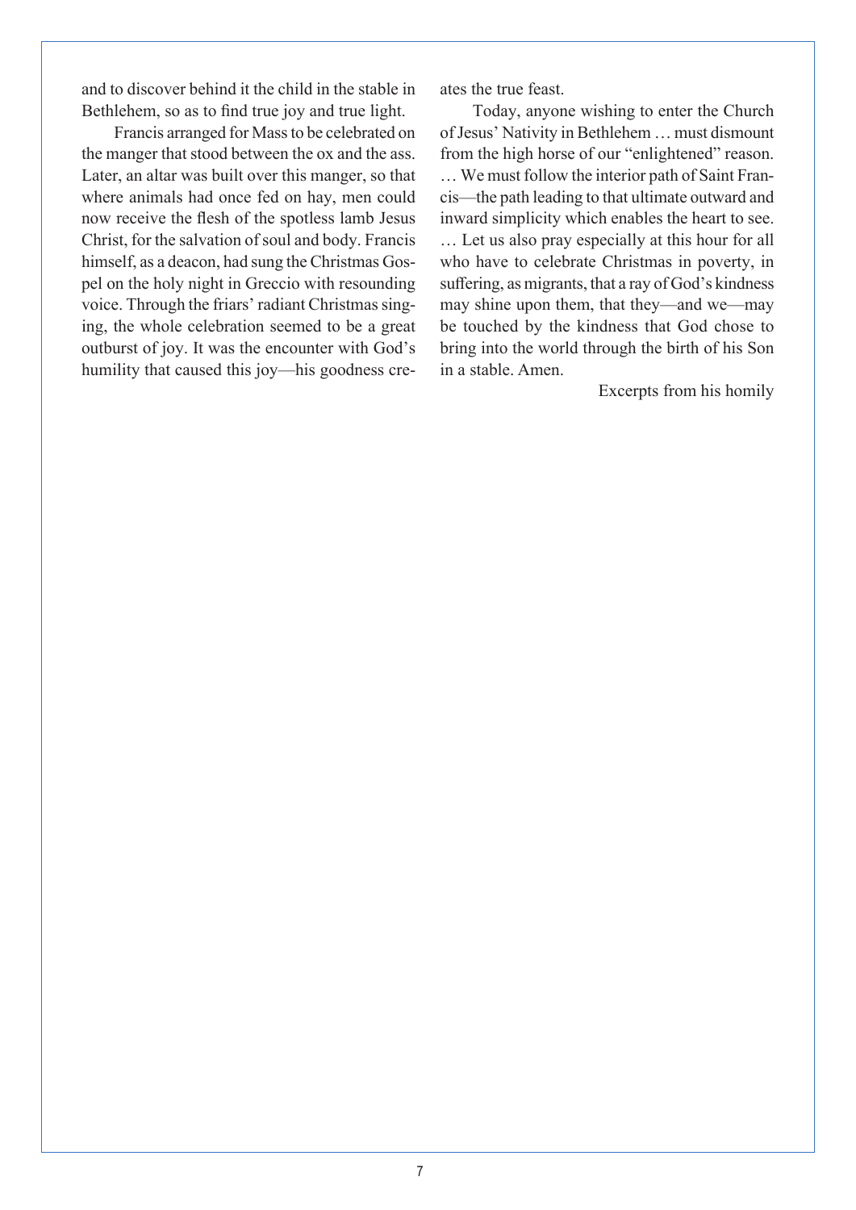and to discover behind it the child in the stable in Bethlehem, so as to find true joy and true light.

Francis arranged for Mass to be celebrated on the manger that stood between the ox and the ass. Later, an altar was built over this manger, so that where animals had once fed on hay, men could now receive the flesh of the spotless lamb Jesus Christ, for the salvation of soul and body. Francis himself, as a deacon, had sung the Christmas Gospel on the holy night in Greccio with resounding voice. Through the friars' radiant Christmas singing, the whole celebration seemed to be a great outburst of joy. It was the encounter with God's humility that caused this joy—his goodness creates the true feast.

Today, anyone wishing to enter the Church of Jesus' Nativity in Bethlehem … must dismount from the high horse of our "enlightened" reason. … We must follow the interior path of Saint Francis—the path leading to that ultimate outward and inward simplicity which enables the heart to see. … Let us also pray especially at this hour for all who have to celebrate Christmas in poverty, in suffering, as migrants, that a ray of God's kindness may shine upon them, that they—and we—may be touched by the kindness that God chose to bring into the world through the birth of his Son in a stable. Amen.

Excerpts from his homily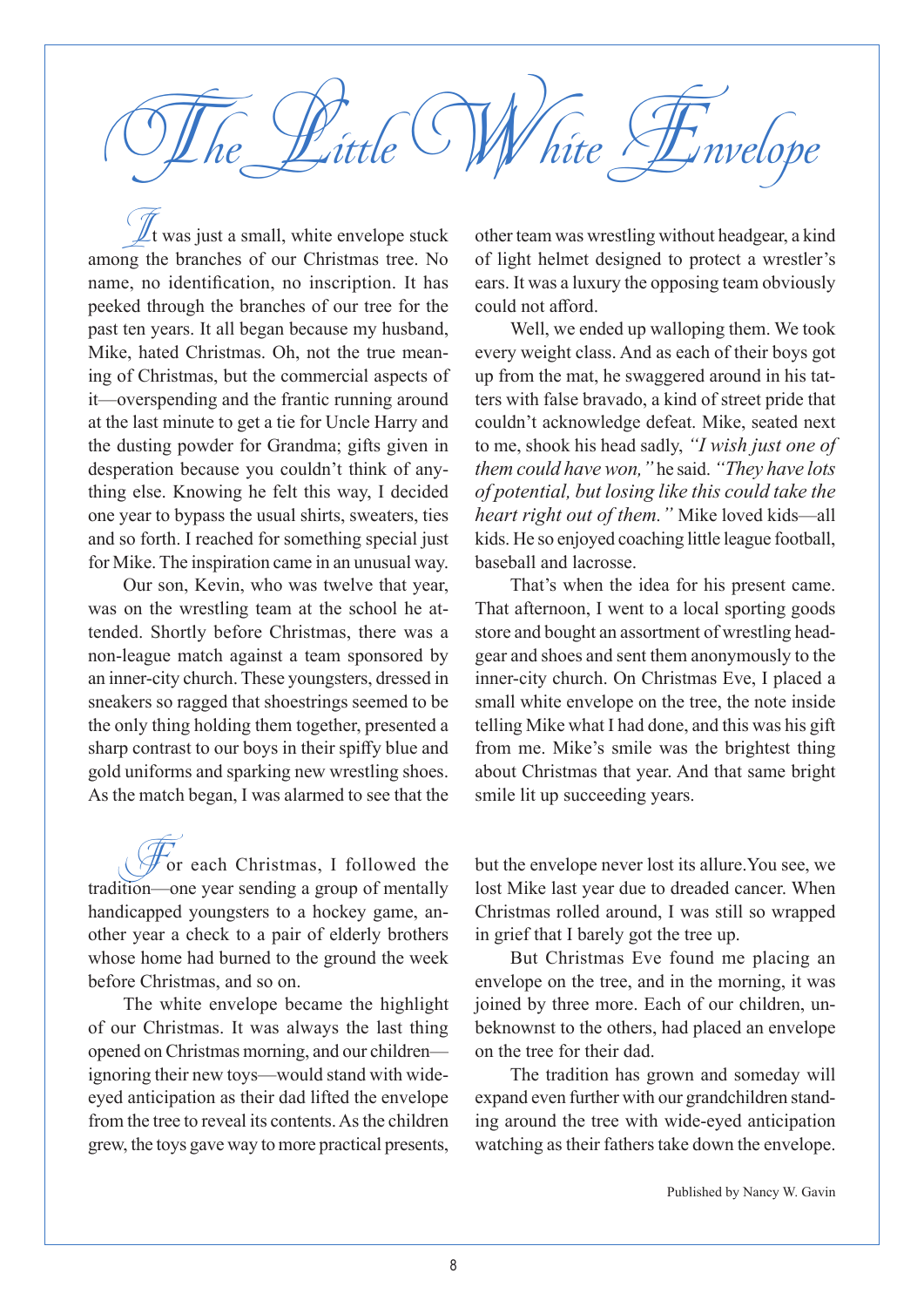# The Little White Envelope

It was just a small, white envelope stuck among the branches of our Christmas tree. No name, no identification, no inscription. It has peeked through the branches of our tree for the past ten years. It all began because my husband, Mike, hated Christmas. Oh, not the true meaning of Christmas, but the commercial aspects of it—overspending and the frantic running around at the last minute to get a tie for Uncle Harry and the dusting powder for Grandma; gifts given in desperation because you couldn't think of anything else. Knowing he felt this way, I decided one year to bypass the usual shirts, sweaters, ties and so forth. I reached for something special just for Mike. The inspiration came in an unusual way.

Our son, Kevin, who was twelve that year, was on the wrestling team at the school he attended. Shortly before Christmas, there was a non-league match against a team sponsored by an inner-city church. These youngsters, dressed in sneakers so ragged that shoestrings seemed to be the only thing holding them together, presented a sharp contrast to our boys in their spiffy blue and gold uniforms and sparking new wrestling shoes. As the match began, I was alarmed to see that the other team was wrestling without headgear, a kind of light helmet designed to protect a wrestler's ears. It was a luxury the opposing team obviously could not afford.

Well, we ended up walloping them. We took every weight class. And as each of their boys got up from the mat, he swaggered around in his tatters with false bravado, a kind of street pride that couldn't acknowledge defeat. Mike, seated next to me, shook his head sadly, *"I wish just one of them could have won,"* he said. *"They have lots of potential, but losing like this could take the heart right out of them."* Mike loved kids—all kids. He so enjoyed coaching little league football, baseball and lacrosse.

That's when the idea for his present came. That afternoon, I went to a local sporting goods store and bought an assortment of wrestling headgear and shoes and sent them anonymously to the inner-city church. On Christmas Eve, I placed a small white envelope on the tree, the note inside telling Mike what I had done, and this was his gift from me. Mike's smile was the brightest thing about Christmas that year. And that same bright smile lit up succeeding years.

For each Christmas, I followed the tradition—one year sending a group of mentally handicapped youngsters to a hockey game, another year a check to a pair of elderly brothers whose home had burned to the ground the week before Christmas, and so on.

The white envelope became the highlight of our Christmas. It was always the last thing opened on Christmas morning, and our children—ignoring their new toys—would stand with wide-eyed anticipation as their dad lifted the envelope from the tree to reveal its contents. As the children grew, the toys gave way to more practical presents, but the envelope never lost its allure. You see, we lost Mike last year due to dreaded cancer. When Christmas rolled around, I was still so wrapped in grief that I barely got the tree up.

But Christmas Eve found me placing an envelope on the tree, and in the morning, it was joined by three more. Each of our children, unbeknownst to the others, had placed an envelope on the tree for their dad.

The tradition has grown and someday will expand even further with our grandchildren standing around the tree with wide-eyed anticipation watching as their fathers take down the envelope.

Published by Nancy W. Gavin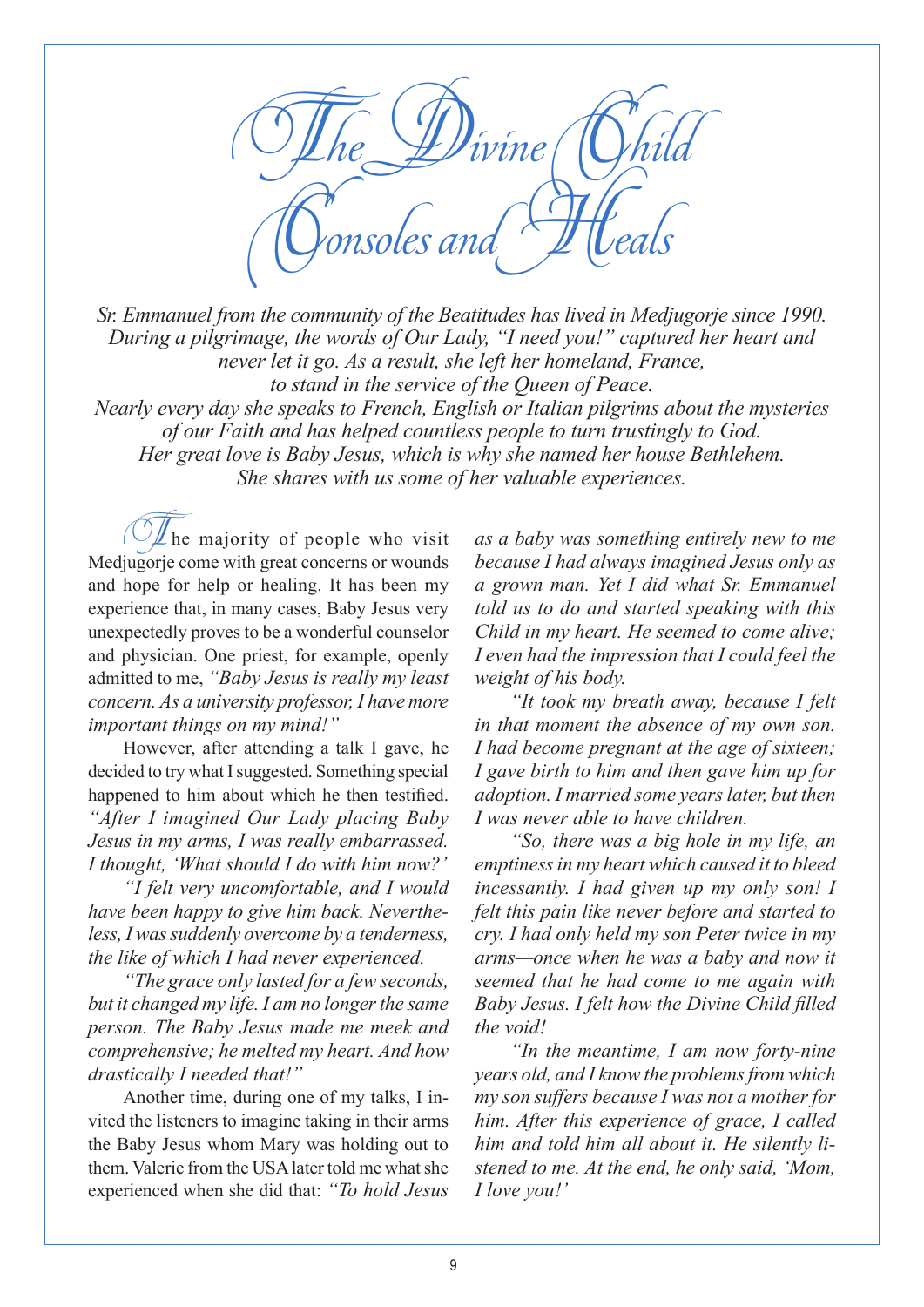# The Divine Child Consoles and Heals

*Sr. Emmanuel from the community of the Beatitudes has lived in Medjugorje since 1990. During a pilgrimage, the words of Our Lady, "I need you!" captured her heart and never let it go. As a result, she left her homeland, France, to stand in the service of the Queen of Peace. Nearly every day she speaks to French, English or Italian pilgrims about the mysteries of our Faith and has helped countless people to turn trustingly to God. Her great love is Baby Jesus, which is why she named her house Bethlehem. She shares with us some of her valuable experiences.*

The majority of people who visit Medjugorje come with great concerns or wounds and hope for help or healing. It has been my experience that, in many cases, Baby Jesus very unexpectedly proves to be a wonderful counselor and physician. One priest, for example, openly admitted to me, *"Baby Jesus is really my least concern. As a university professor, I have more important things on my mind!"*

However, after attending a talk I gave, he decided to try what I suggested. Something special happened to him about which he then testified. *"After I imagined Our Lady placing Baby Jesus in my arms, I was really embarrassed. I thought, 'What should I do with him now?'*

*"I felt very uncomfortable, and I would have been happy to give him back. Nevertheless, I was suddenly overcome by a tenderness, the like of which I had never experienced.*

*"The grace only lasted for a few seconds, but it changed my life. I am no longer the same person. The Baby Jesus made me meek and comprehensive; he melted my heart. And how drastically I needed that!"*

Another time, during one of my talks, I invited the listeners to imagine taking in their arms the Baby Jesus whom Mary was holding out to them. Valerie from the USA later told me what she experienced when she did that: *"To hold Jesus as a baby was something entirely new to me because I had always imagined Jesus only as a grown man. Yet I did what Sr. Emmanuel told us to do and started speaking with this Child in my heart. He seemed to come alive; I even had the impression that I could feel the weight of his body.*

*"It took my breath away, because I felt in that moment the absence of my own son. I had become pregnant at the age of sixteen; I gave birth to him and then gave him up for adoption. I married some years later, but then I was never able to have children.*

*"So, there was a big hole in my life, an emptiness in my heart which caused it to bleed incessantly. I had given up my only son! I felt this pain like never before and started to cry. I had only held my son Peter twice in my arms—once when he was a baby and now it seemed that he had come to me again with Baby Jesus. I felt how the Divine Child filled the void!*

*"In the meantime, I am now forty-nine years old, and I know the problems from which my son suffers because I was not a mother for him. After this experience of grace, I called him and told him all about it. He silently listened to me. At the end, he only said, 'Mom, I love you!'*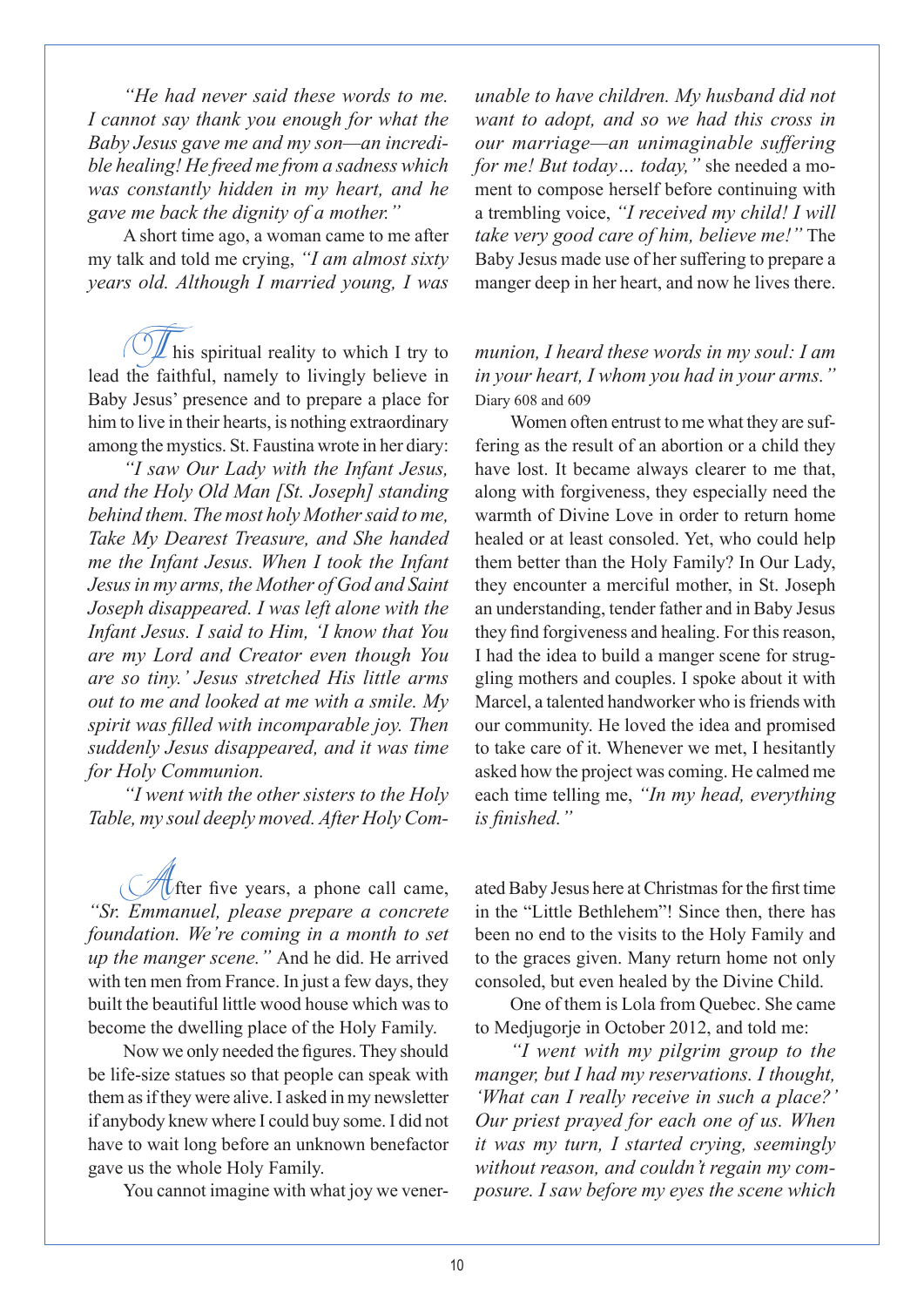*"He had never said these words to me. I cannot say thank you enough for what the Baby Jesus gave me and my son—an incredible healing! He freed me from a sadness which was constantly hidden in my heart, and he gave me back the dignity of a mother."*

A short time ago, a woman came to me after my talk and told me crying, *"I am almost sixty years old. Although I married young, I was unable to have children. My husband did not want to adopt, and so we had this cross in our marriage—an unimaginable suffering for me! But today… today,"* she needed a moment to compose herself before continuing with a trembling voice, *"I received my child! I will take very good care of him, believe me!"* The Baby Jesus made use of her suffering to prepare a manger deep in her heart, and now he lives there.

This spiritual reality to which I try to lead the faithful, namely to livingly believe in Baby Jesus' presence and to prepare a place for him to live in their hearts, is nothing extraordinary among the mystics. St. Faustina wrote in her diary:

*"I saw Our Lady with the Infant Jesus, and the Holy Old Man [St. Joseph] standing behind them. The most holy Mother said to me, Take My Dearest Treasure, and She handed me the Infant Jesus. When I took the Infant Jesus in my arms, the Mother of God and Saint Joseph disappeared. I was left alone with the Infant Jesus. I said to Him, 'I know that You are my Lord and Creator even though You are so tiny.' Jesus stretched His little arms out to me and looked at me with a smile. My spirit was filled with incomparable joy. Then suddenly Jesus disappeared, and it was time for Holy Communion.*

*"I went with the other sisters to the Holy Table, my soul deeply moved. After Holy Communion, I heard these words in my soul: I am in your heart, I whom you had in your arms."* Diary 608 and 609

Women often entrust to me what they are suffering as the result of an abortion or a child they have lost. It became always clearer to me that, along with forgiveness, they especially need the warmth of Divine Love in order to return home healed or at least consoled. Yet, who could help them better than the Holy Family? In Our Lady, they encounter a merciful mother, in St. Joseph an understanding, tender father and in Baby Jesus they find forgiveness and healing. For this reason, I had the idea to build a manger scene for struggling mothers and couples. I spoke about it with Marcel, a talented handworker who is friends with our community. He loved the idea and promised to take care of it. Whenever we met, I hesitantly asked how the project was coming. He calmed me each time telling me, *"In my head, everything is finished."*

After five years, a phone call came, *"Sr. Emmanuel, please prepare a concrete foundation. We're coming in a month to set up the manger scene."* And he did. He arrived with ten men from France. In just a few days, they built the beautiful little wood house which was to become the dwelling place of the Holy Family.

Now we only needed the figures. They should be life-size statues so that people can speak with them as if they were alive. I asked in my newsletter if anybody knew where I could buy some. I did not have to wait long before an unknown benefactor gave us the whole Holy Family.

You cannot imagine with what joy we venerated Baby Jesus here at Christmas for the first time in the "Little Bethlehem"! Since then, there has been no end to the visits to the Holy Family and to the graces given. Many return home not only consoled, but even healed by the Divine Child.

One of them is Lola from Quebec. She came to Medjugorje in October 2012, and told me:

*"I went with my pilgrim group to the manger, but I had my reservations. I thought, 'What can I really receive in such a place?' Our priest prayed for each one of us. When it was my turn, I started crying, seemingly without reason, and couldn't regain my composure. I saw before my eyes the scene which*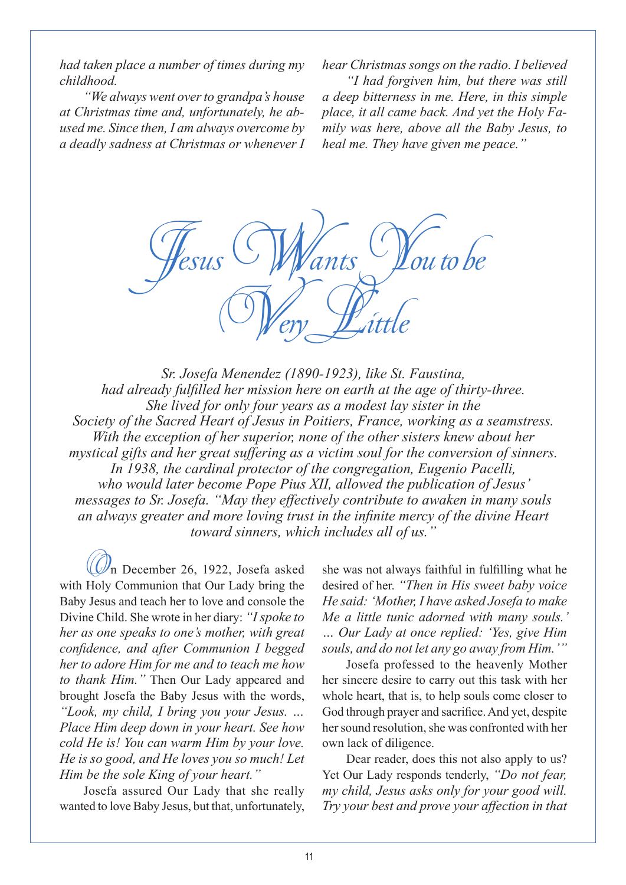*had taken place a number of times during my childhood.*

*"We always went over to grandpa's house at Christmas time and, unfortunately, he abused me. Since then, I am always overcome by a deadly sadness at Christmas or whenever I hear Christmas songs on the radio. I believed*

*"I had forgiven him, but there was still a deep bitterness in me. Here, in this simple place, it all came back. And yet the Holy Family was here, above all the Baby Jesus, to heal me. They have given me peace."*

# *Jesus Wants You to be Very Little*

*Sr. Josefa Menendez (1890-1923), like St. Faustina, had already fulfilled her mission here on earth at the age of thirty-three. She lived for only four years as a modest lay sister in the Society of the Sacred Heart of Jesus in Poitiers, France, working as a seamstress. With the exception of her superior, none of the other sisters knew about her mystical gifts and her great suffering as a victim soul for the conversion of sinners. In 1938, the cardinal protector of the congregation, Eugenio Pacelli, who would later become Pope Pius XII, allowed the publication of Jesus' messages to Sr. Josefa. "May they effectively contribute to awaken in many souls an always greater and more loving trust in the infinite mercy of the divine Heart toward sinners, which includes all of us."*

On December 26, 1922, Josefa asked with Holy Communion that Our Lady bring the Baby Jesus and teach her to love and console the Divine Child. She wrote in her diary: *"I spoke to her as one speaks to one's mother, with great confidence, and after Communion I begged her to adore Him for me and to teach me how to thank Him."* Then Our Lady appeared and brought Josefa the Baby Jesus with the words, *"Look, my child, I bring you your Jesus. ... Place Him deep down in your heart. See how cold He is! You can warm Him by your love. He is so good, and He loves you so much! Let Him be the sole King of your heart."*

Josefa assured Our Lady that she really wanted to love Baby Jesus, but that, unfortunately, she was not always faithful in fulfilling what he desired of her. *"Then in His sweet baby voice He said: 'Mother, I have asked Josefa to make Me a little tunic adorned with many souls.' ... Our Lady at once replied: 'Yes, give Him souls, and do not let any go away from Him.'"*

Josefa professed to the heavenly Mother her sincere desire to carry out this task with her whole heart, that is, to help souls come closer to God through prayer and sacrifice. And yet, despite her sound resolution, she was confronted with her own lack of diligence.

Dear reader, does this not also apply to us? Yet Our Lady responds tenderly, *"Do not fear, my child, Jesus asks only for your good will. Try your best and prove your affection in that*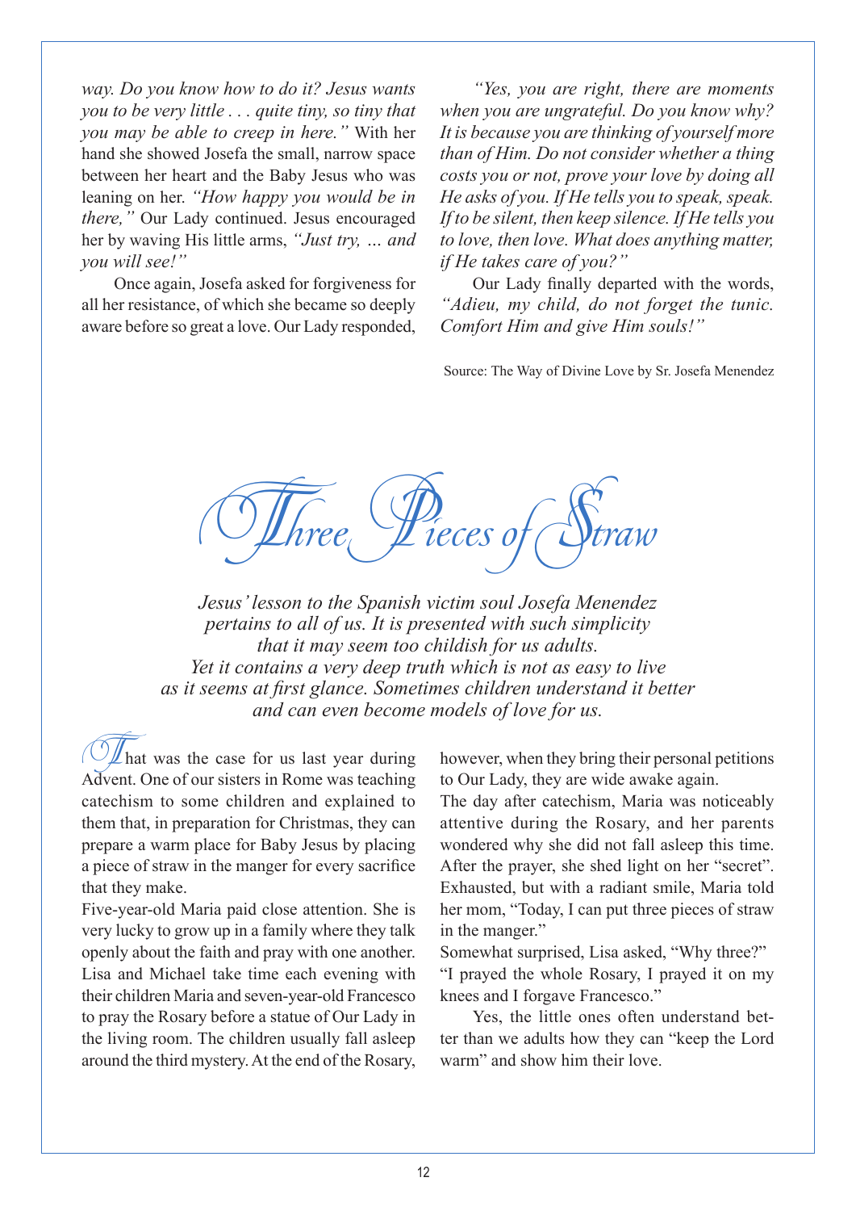*way. Do you know how to do it? Jesus wants you to be very little . . . quite tiny, so tiny that you may be able to creep in here."* With her hand she showed Josefa the small, narrow space between her heart and the Baby Jesus who was leaning on her. *"How happy you would be in there,"* Our Lady continued. Jesus encouraged her by waving His little arms, *"Just try, ... and you will see!"*

Once again, Josefa asked for forgiveness for all her resistance, of which she became so deeply aware before so great a love. Our Lady responded,

*"Yes, you are right, there are moments when you are ungrateful. Do you know why? It is because you are thinking of yourself more than of Him. Do not consider whether a thing costs you or not, prove your love by doing all He asks of you. If He tells you to speak, speak. If to be silent, then keep silence. If He tells you to love, then love. What does anything matter, if He takes care of you?"*

Our Lady finally departed with the words, *"Adieu, my child, do not forget the tunic. Comfort Him and give Him souls!"*

Source: The Way of Divine Love by Sr. Josefa Menendez

# Three Pieces of Straw

*Jesus' lesson to the Spanish victim soul Josefa Menendez pertains to all of us. It is presented with such simplicity that it may seem too childish for us adults. Yet it contains a very deep truth which is not as easy to live as it seems at first glance. Sometimes children understand it better and can even become models of love for us.*

That was the case for us last year during Advent. One of our sisters in Rome was teaching catechism to some children and explained to them that, in preparation for Christmas, they can prepare a warm place for Baby Jesus by placing a piece of straw in the manger for every sacrifice that they make.

Five-year-old Maria paid close attention. She is very lucky to grow up in a family where they talk openly about the faith and pray with one another. Lisa and Michael take time each evening with their children Maria and seven-year-old Francesco to pray the Rosary before a statue of Our Lady in the living room. The children usually fall asleep around the third mystery. At the end of the Rosary, however, when they bring their personal petitions to Our Lady, they are wide awake again.

The day after catechism, Maria was noticeably attentive during the Rosary, and her parents wondered why she did not fall asleep this time. After the prayer, she shed light on her "secret". Exhausted, but with a radiant smile, Maria told her mom, "Today, I can put three pieces of straw in the manger."

Somewhat surprised, Lisa asked, "Why three?"

"I prayed the whole Rosary, I prayed it on my knees and I forgave Francesco."

Yes, the little ones often understand better than we adults how they can "keep the Lord warm" and show him their love.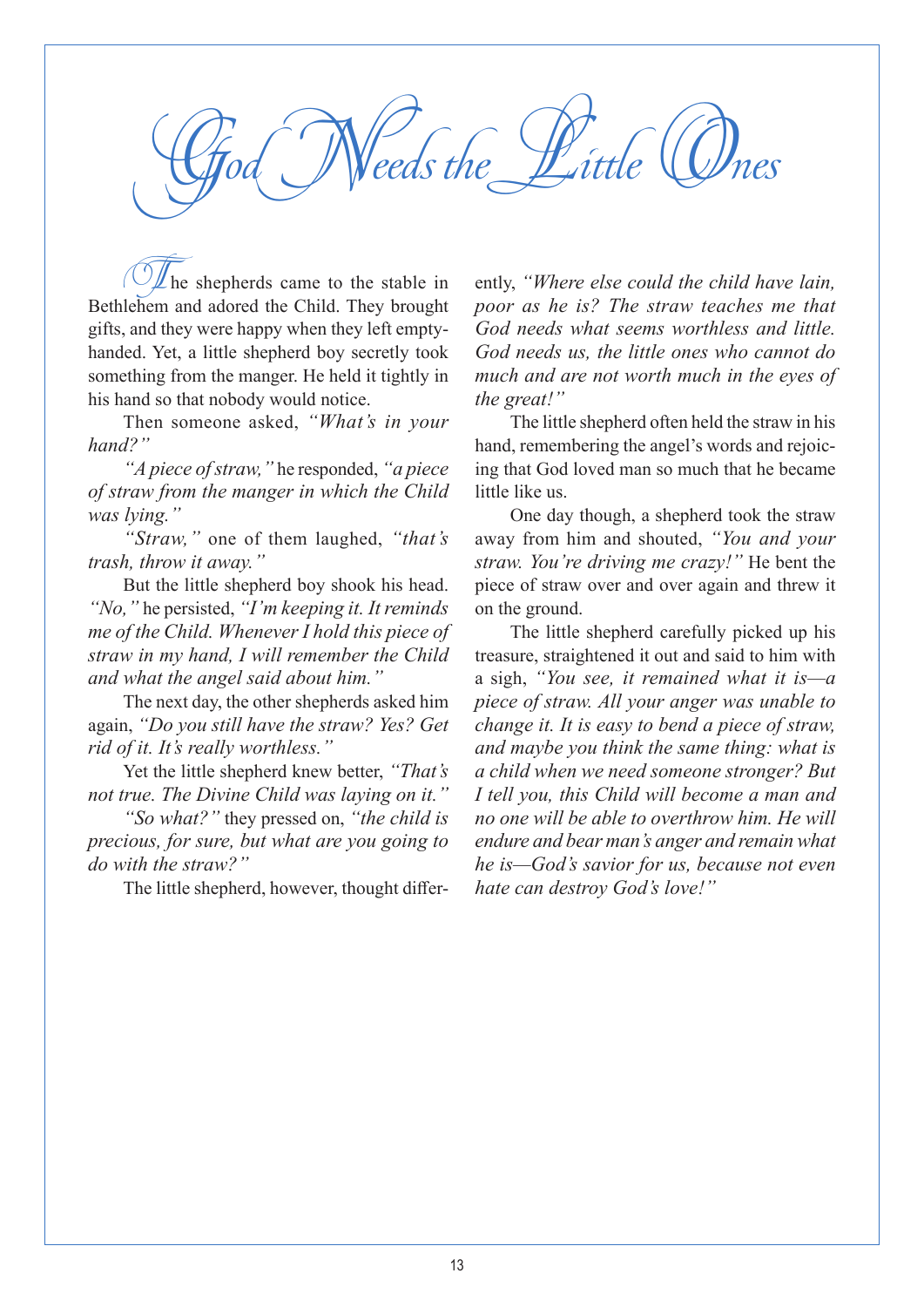# God Needs the Little Ones

The shepherds came to the stable in Bethlehem and adored the Child. They brought gifts, and they were happy when they left empty-handed. Yet, a little shepherd boy secretly took something from the manger. He held it tightly in his hand so that nobody would notice.

Then someone asked, *"What's in your hand?"*

*"A piece of straw,"* he responded, *"a piece of straw from the manger in which the Child was lying."*

*"Straw,"* one of them laughed, *"that's trash, throw it away."*

But the little shepherd boy shook his head. *"No,"* he persisted, *"I'm keeping it. It reminds me of the Child. Whenever I hold this piece of straw in my hand, I will remember the Child and what the angel said about him."*

The next day, the other shepherds asked him again, *"Do you still have the straw? Yes? Get rid of it. It's really worthless."*

Yet the little shepherd knew better, *"That's not true. The Divine Child was laying on it."*

*"So what?"* they pressed on, *"the child is precious, for sure, but what are you going to do with the straw?"*

The little shepherd, however, thought differently, *"Where else could the child have lain, poor as he is? The straw teaches me that God needs what seems worthless and little. God needs us, the little ones who cannot do much and are not worth much in the eyes of the great!"*

The little shepherd often held the straw in his hand, remembering the angel's words and rejoicing that God loved man so much that he became little like us.

One day though, a shepherd took the straw away from him and shouted, *"You and your straw. You're driving me crazy!"* He bent the piece of straw over and over again and threw it on the ground.

The little shepherd carefully picked up his treasure, straightened it out and said to him with a sigh, *"You see, it remained what it is—a piece of straw. All your anger was unable to change it. It is easy to bend a piece of straw, and maybe you think the same thing: what is a child when we need someone stronger? But I tell you, this Child will become a man and no one will be able to overthrow him. He will endure and bear man's anger and remain what he is—God's savior for us, because not even hate can destroy God's love!"*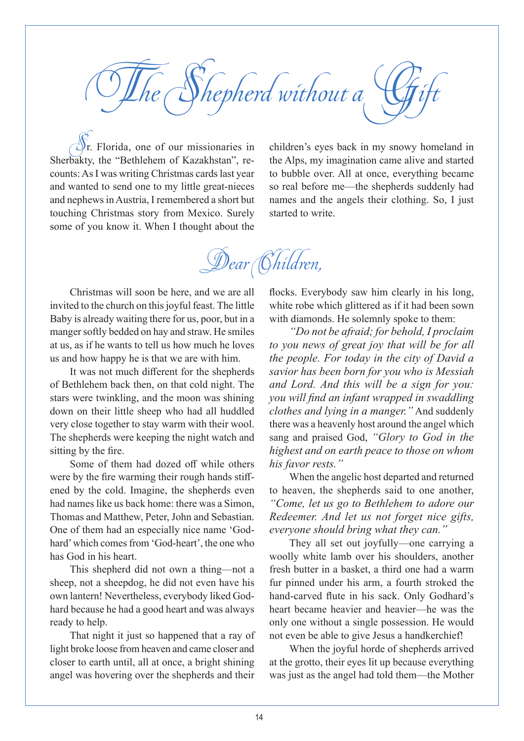# The Shepherd without a Gift

Sr. Florida, one of our missionaries in Sherbakty, the "Bethlehem of Kazakhstan", recounts: As I was writing Christmas cards last year and wanted to send one to my little great-nieces and nephews in Austria, I remembered a short but touching Christmas story from Mexico. Surely some of you know it. When I thought about the children's eyes back in my snowy homeland in the Alps, my imagination came alive and started to bubble over. All at once, everything became so real before me—the shepherds suddenly had names and the angels their clothing. So, I just started to write.

## Dear Children,

Christmas will soon be here, and we are all invited to the church on this joyful feast. The little Baby is already waiting there for us, poor, but in a manger softly bedded on hay and straw. He smiles at us, as if he wants to tell us how much he loves us and how happy he is that we are with him.

It was not much different for the shepherds of Bethlehem back then, on that cold night. The stars were twinkling, and the moon was shining down on their little sheep who had all huddled very close together to stay warm with their wool. The shepherds were keeping the night watch and sitting by the fire.

Some of them had dozed off while others were by the fire warming their rough hands stiffened by the cold. Imagine, the shepherds even had names like us back home: there was a Simon, Thomas and Matthew, Peter, John and Sebastian. One of them had an especially nice name 'Godhard' which comes from 'God-heart', the one who has God in his heart.

This shepherd did not own a thing—not a sheep, not a sheepdog, he did not even have his own lantern! Nevertheless, everybody liked Godhard because he had a good heart and was always ready to help.

That night it just so happened that a ray of light broke loose from heaven and came closer and closer to earth until, all at once, a bright shining angel was hovering over the shepherds and their flocks. Everybody saw him clearly in his long, white robe which glittered as if it had been sown with diamonds. He solemnly spoke to them:

*"Do not be afraid; for behold, I proclaim to you news of great joy that will be for all the people. For today in the city of David a savior has been born for you who is Messiah and Lord. And this will be a sign for you: you will find an infant wrapped in swaddling clothes and lying in a manger."* And suddenly there was a heavenly host around the angel which sang and praised God, *"Glory to God in the highest and on earth peace to those on whom his favor rests."*

When the angelic host departed and returned to heaven, the shepherds said to one another, *"Come, let us go to Bethlehem to adore our Redeemer. And let us not forget nice gifts, everyone should bring what they can."*

They all set out joyfully—one carrying a woolly white lamb over his shoulders, another fresh butter in a basket, a third one had a warm fur pinned under his arm, a fourth stroked the hand-carved flute in his sack. Only Godhard's heart became heavier and heavier—he was the only one without a single possession. He would not even be able to give Jesus a handkerchief!

When the joyful horde of shepherds arrived at the grotto, their eyes lit up because everything was just as the angel had told them—the Mother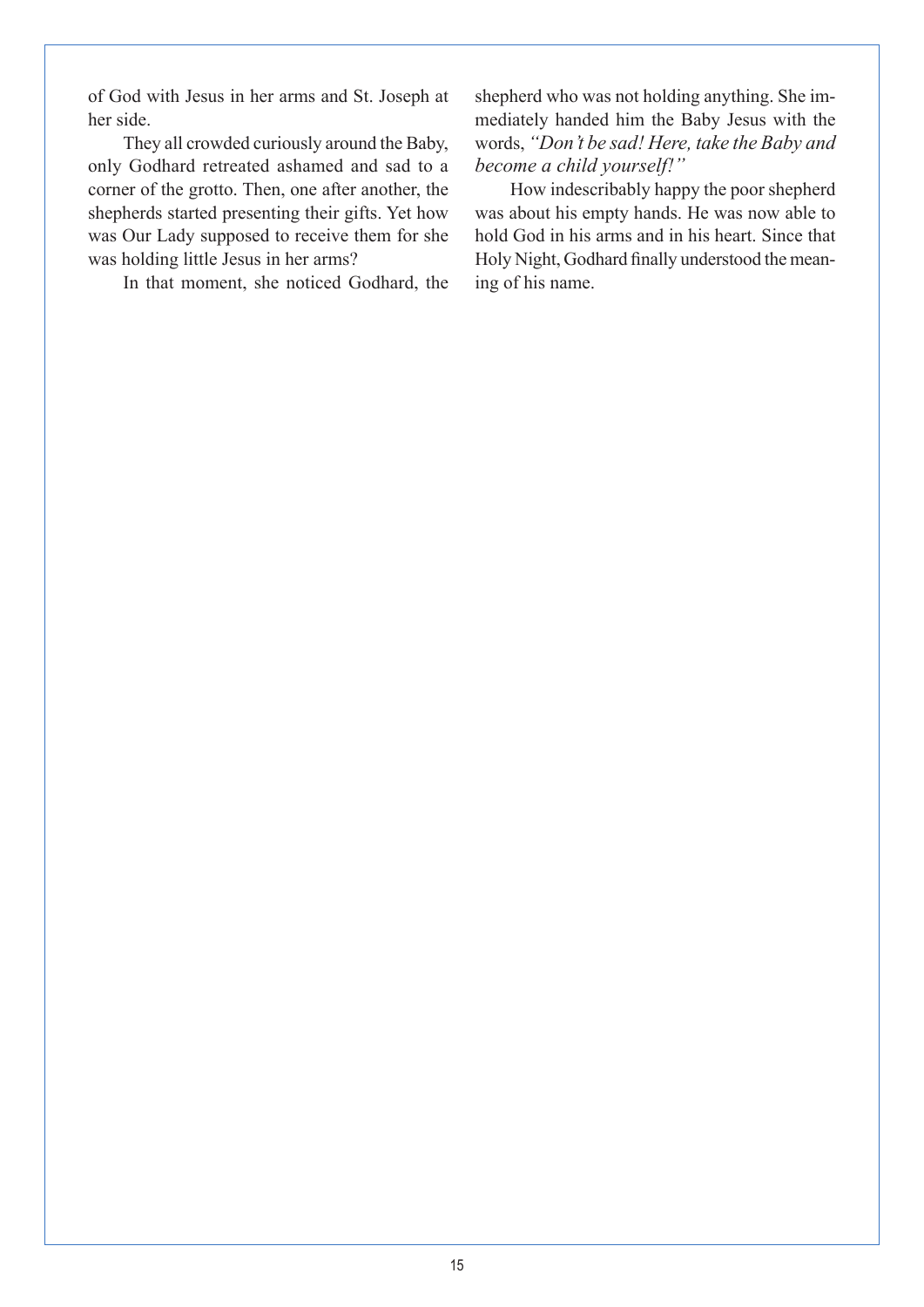of God with Jesus in her arms and St. Joseph at her side.

They all crowded curiously around the Baby, only Godhard retreated ashamed and sad to a corner of the grotto. Then, one after another, the shepherds started presenting their gifts. Yet how was Our Lady supposed to receive them for she was holding little Jesus in her arms?

In that moment, she noticed Godhard, the shepherd who was not holding anything. She immediately handed him the Baby Jesus with the words, *"Don't be sad! Here, take the Baby and become a child yourself!"*

How indescribably happy the poor shepherd was about his empty hands. He was now able to hold God in his arms and in his heart. Since that Holy Night, Godhard finally understood the meaning of his name.